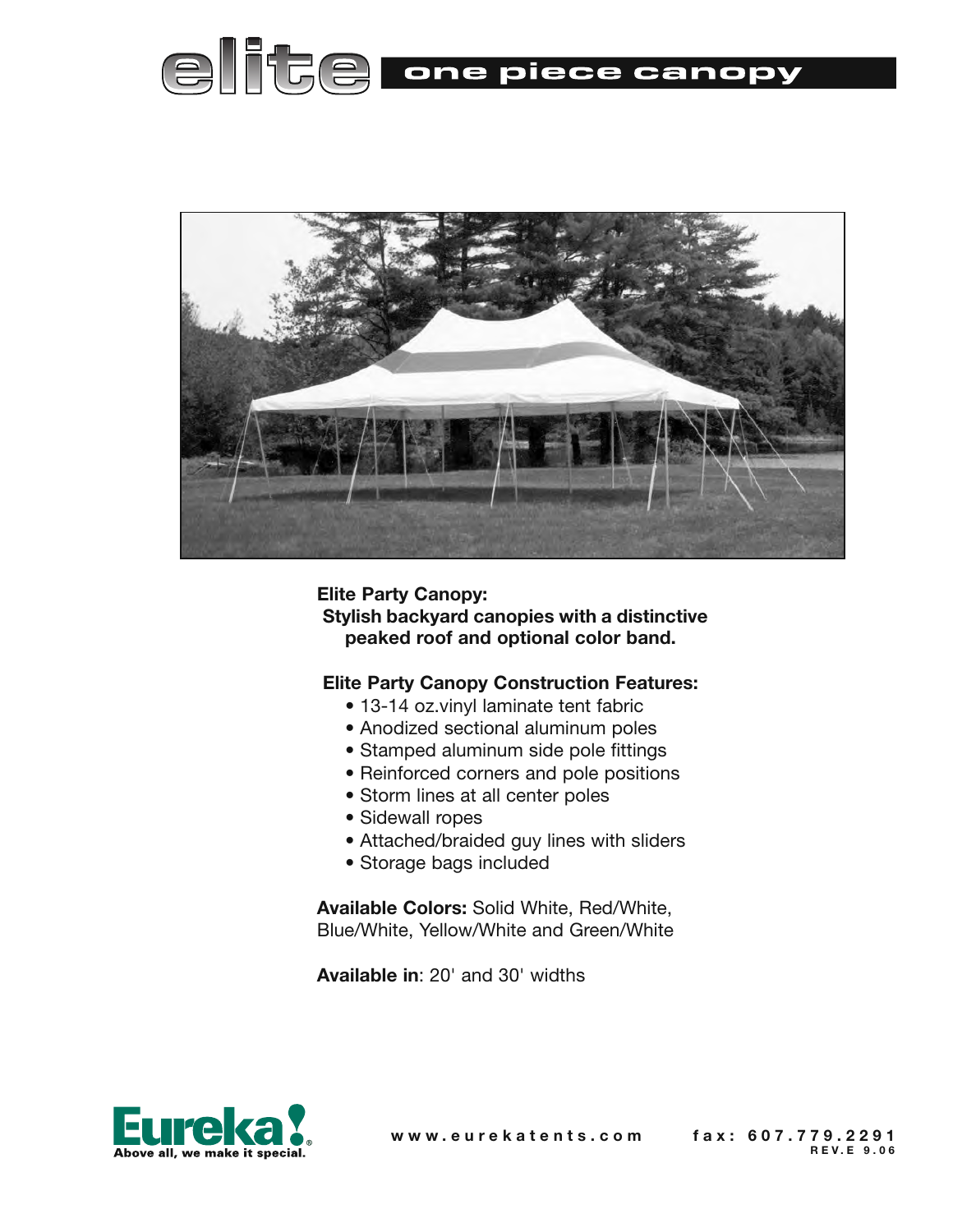# elite one piece canopy

**Elite Party Canopy:**
**Stylish backyard canopies with a distinctive peaked roof and optional color band.**

**Elite Party Canopy Construction Features:**

- 13-14 oz.vinyl laminate tent fabric
- Anodized sectional aluminum poles
- Stamped aluminum side pole fittings
- Reinforced corners and pole positions
- Storm lines at all center poles
- Sidewall ropes
- Attached/braided guy lines with sliders
- Storage bags included

**Available Colors:** Solid White, Red/White, Blue/White, Yellow/White and Green/White

**Available in**: 20' and 30' widths

Eureka! Above all, we make it special.

www.eurekatents.com fax: 607.779.2291

REV.E 9.06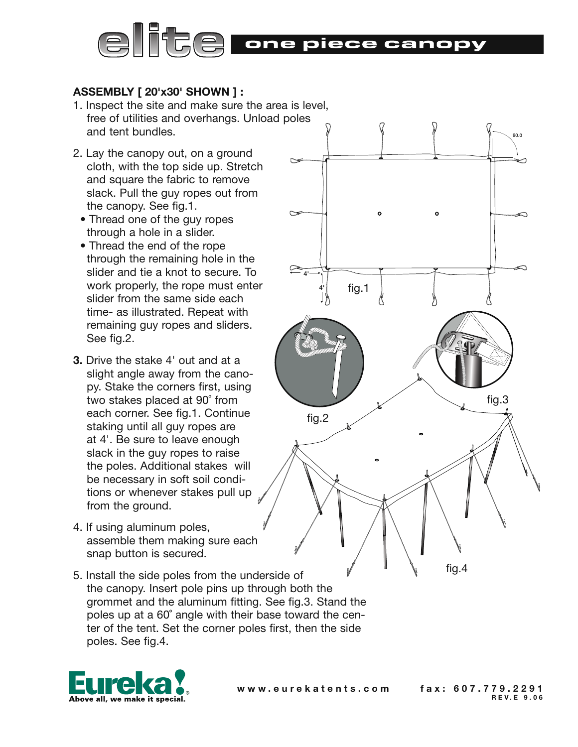# elite one piece canopy

**ASSEMBLY [ 20'x30' SHOWN ] :**

1. Inspect the site and make sure the area is level, free of utilities and overhangs. Unload poles and tent bundles.
2. Lay the canopy out, on a ground cloth, with the top side up. Stretch and square the fabric to remove slack. Pull the guy ropes out from the canopy. See fig.1.
   - Thread one of the guy ropes through a hole in a slider.
   - Thread the end of the rope through the remaining hole in the slider and tie a knot to secure. To work properly, the rope must enter slider from the same side each time- as illustrated. Repeat with remaining guy ropes and sliders. See fig.2.
3. Drive the stake 4' out and at a slight angle away from the canopy. Stake the corners first, using two stakes placed at 90˚ from each corner. See fig.1. Continue staking until all guy ropes are at 4'. Be sure to leave enough slack in the guy ropes to raise the poles. Additional stakes will be necessary in soft soil conditions or whenever stakes pull up from the ground.
4. If using aluminum poles, assemble them making sure each snap button is secured.
5. Install the side poles from the underside of the canopy. Insert pole pins up through both the grommet and the aluminum fitting. See fig.3. Stand the poles up at a 60˚ angle with their base toward the center of the tent. Set the corner poles first, then the side poles. See fig.4.

fig.1

fig.2

fig.3

fig.4

www.eurekatents.com fax: 607.779.2291

REV.E 9.06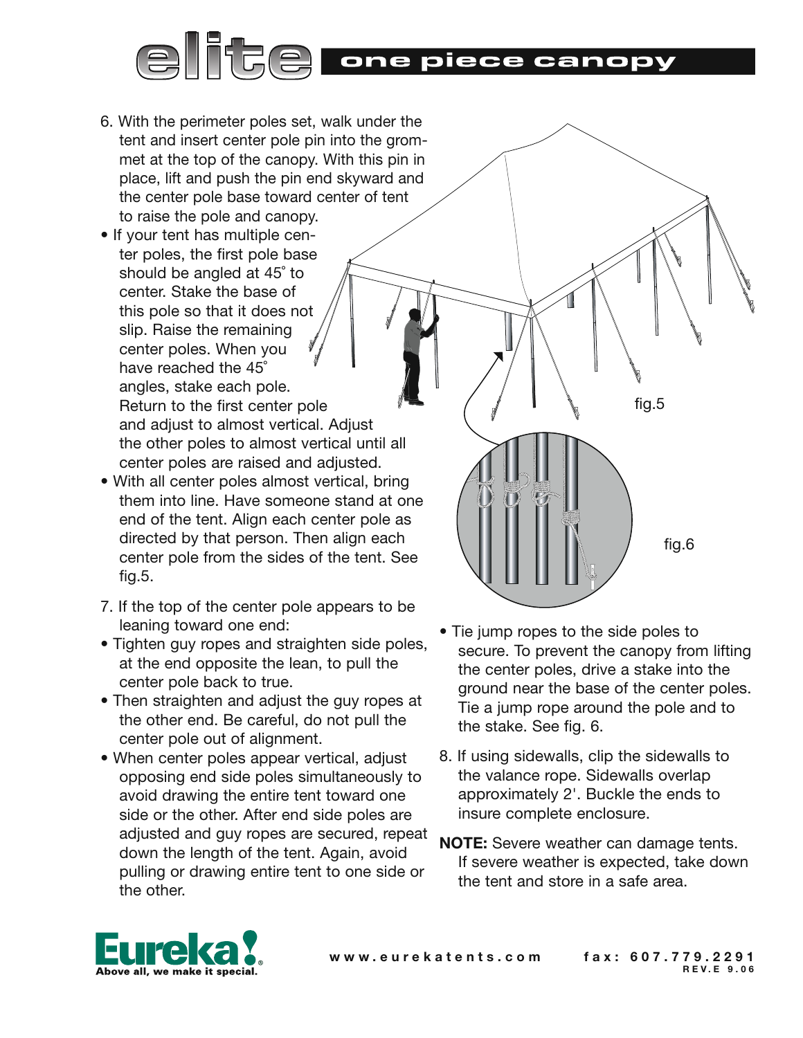# elite one piece canopy

6. With the perimeter poles set, walk under the tent and insert center pole pin into the grommet at the top of the canopy. With this pin in place, lift and push the pin end skyward and the center pole base toward center of tent to raise the pole and canopy.

- If your tent has multiple center poles, the first pole base should be angled at 45˚ to center. Stake the base of this pole so that it does not slip. Raise the remaining center poles. When you have reached the 45˚ angles, stake each pole. Return to the first center pole and adjust to almost vertical. Adjust the other poles to almost vertical until all center poles are raised and adjusted.
- With all center poles almost vertical, bring them into line. Have someone stand at one end of the tent. Align each center pole as directed by that person. Then align each center pole from the sides of the tent. See fig.5.

fig.5

fig.6

7. If the top of the center pole appears to be leaning toward one end:

- Tighten guy ropes and straighten side poles, at the end opposite the lean, to pull the center pole back to true.
- Then straighten and adjust the guy ropes at the other end. Be careful, do not pull the center pole out of alignment.
- When center poles appear vertical, adjust opposing end side poles simultaneously to avoid drawing the entire tent toward one side or the other. After end side poles are adjusted and guy ropes are secured, repeat down the length of the tent. Again, avoid pulling or drawing entire tent to one side or the other.
- Tie jump ropes to the side poles to secure. To prevent the canopy from lifting the center poles, drive a stake into the ground near the base of the center poles. Tie a jump rope around the pole and to the stake. See fig. 6.

8. If using sidewalls, clip the sidewalls to the valance rope. Sidewalls overlap approximately 2'. Buckle the ends to insure complete enclosure.

**NOTE:** Severe weather can damage tents. If severe weather is expected, take down the tent and store in a safe area.

Eureka! Above all, we make it special.

www.eurekatents.com fax: 607.779.2291

REV.E 9.06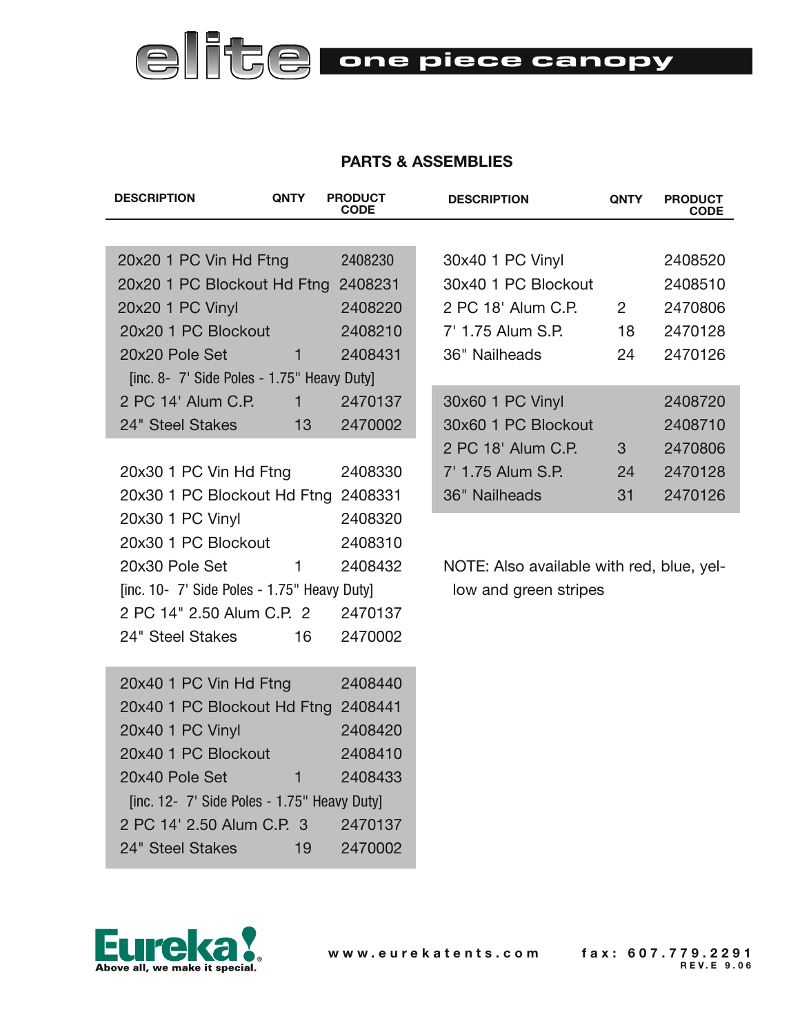# elite one piece canopy

## PARTS & ASSEMBLIES

| DESCRIPTION | QNTY | PRODUCT CODE |
|---|---|---|
| 20x20 1 PC Vin Hd Ftng | | 2408230 |
| 20x20 1 PC Blockout Hd Ftng | | 2408231 |
| 20x20 1 PC Vinyl | | 2408220 |
| 20x20 1 PC Blockout | | 2408210 |
| 20x20 Pole Set | 1 | 2408431 |
| [inc. 8- 7' Side Poles - 1.75" Heavy Duty] | | |
| 2 PC 14' Alum C.P. | 1 | 2470137 |
| 24" Steel Stakes | 13 | 2470002 |
| 20x30 1 PC Vin Hd Ftng | | 2408330 |
| 20x30 1 PC Blockout Hd Ftng | | 2408331 |
| 20x30 1 PC Vinyl | | 2408320 |
| 20x30 1 PC Blockout | | 2408310 |
| 20x30 Pole Set | 1 | 2408432 |
| [inc. 10- 7' Side Poles - 1.75" Heavy Duty] | | |
| 2 PC 14" 2.50 Alum C.P. | 2 | 2470137 |
| 24" Steel Stakes | 16 | 2470002 |
| 20x40 1 PC Vin Hd Ftng | | 2408440 |
| 20x40 1 PC Blockout Hd Ftng | | 2408441 |
| 20x40 1 PC Vinyl | | 2408420 |
| 20x40 1 PC Blockout | | 2408410 |
| 20x40 Pole Set | 1 | 2408433 |
| [inc. 12- 7' Side Poles - 1.75" Heavy Duty] | | |
| 2 PC 14' 2.50 Alum C.P. | 3 | 2470137 |
| 24" Steel Stakes | 19 | 2470002 |

| DESCRIPTION | QNTY | PRODUCT CODE |
|---|---|---|
| 30x40 1 PC Vinyl | | 2408520 |
| 30x40 1 PC Blockout | | 2408510 |
| 2 PC 18' Alum C.P. | 2 | 2470806 |
| 7' 1.75 Alum S.P. | 18 | 2470128 |
| 36" Nailheads | 24 | 2470126 |
| 30x60 1 PC Vinyl | | 2408720 |
| 30x60 1 PC Blockout | | 2408710 |
| 2 PC 18' Alum C.P. | 3 | 2470806 |
| 7' 1.75 Alum S.P. | 24 | 2470128 |
| 36" Nailheads | 31 | 2470126 |

NOTE: Also available with red, blue, yellow and green stripes

Eureka! Above all, we make it special.

www.eurekatents.com fax: 607.779.2291

REV.E 9.06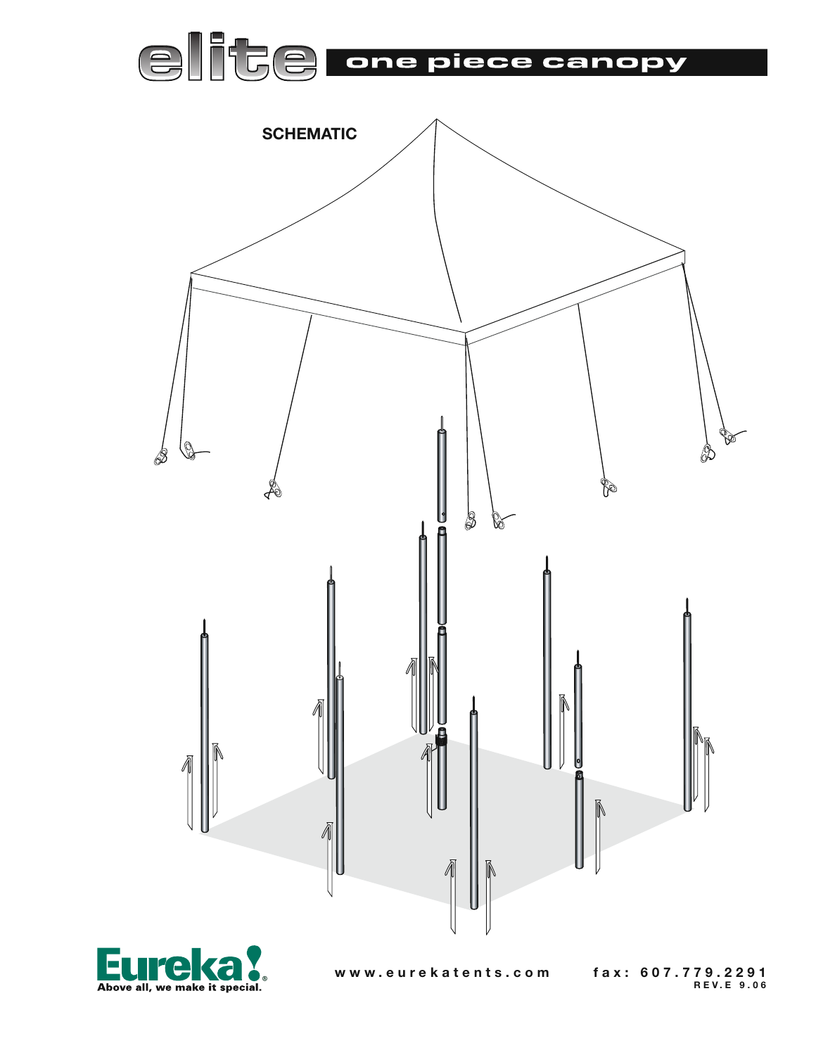# elite one piece canopy

## SCHEMATIC

Eureka! Above all, we make it special.

www.eurekatents.com fax: 607.779.2291

REV.E 9.06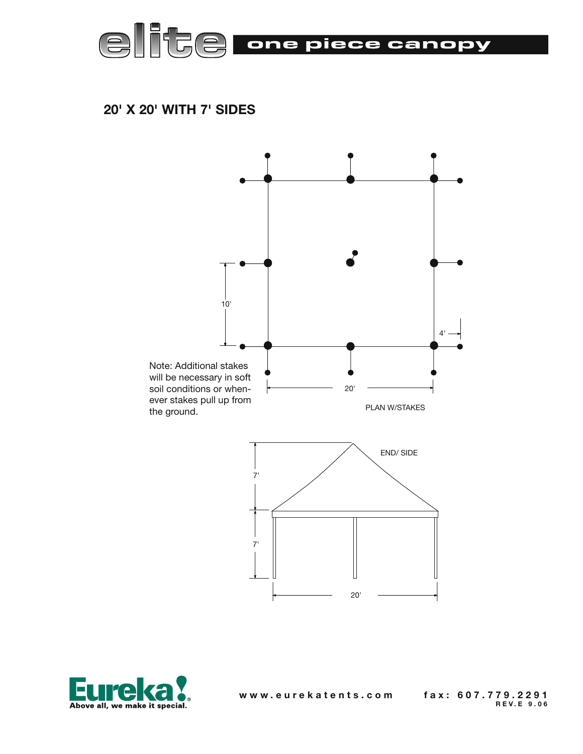# elite one piece canopy

## 20' X 20' WITH 7' SIDES

10'

4'

Note: Additional stakes will be necessary in soft soil conditions or whenever stakes pull up from the ground.

20'

PLAN W/STAKES

END/ SIDE

7'

7'

20'

Eureka! Above all, we make it special.

www.eurekatents.com fax: 607.779.2291

REV.E 9.06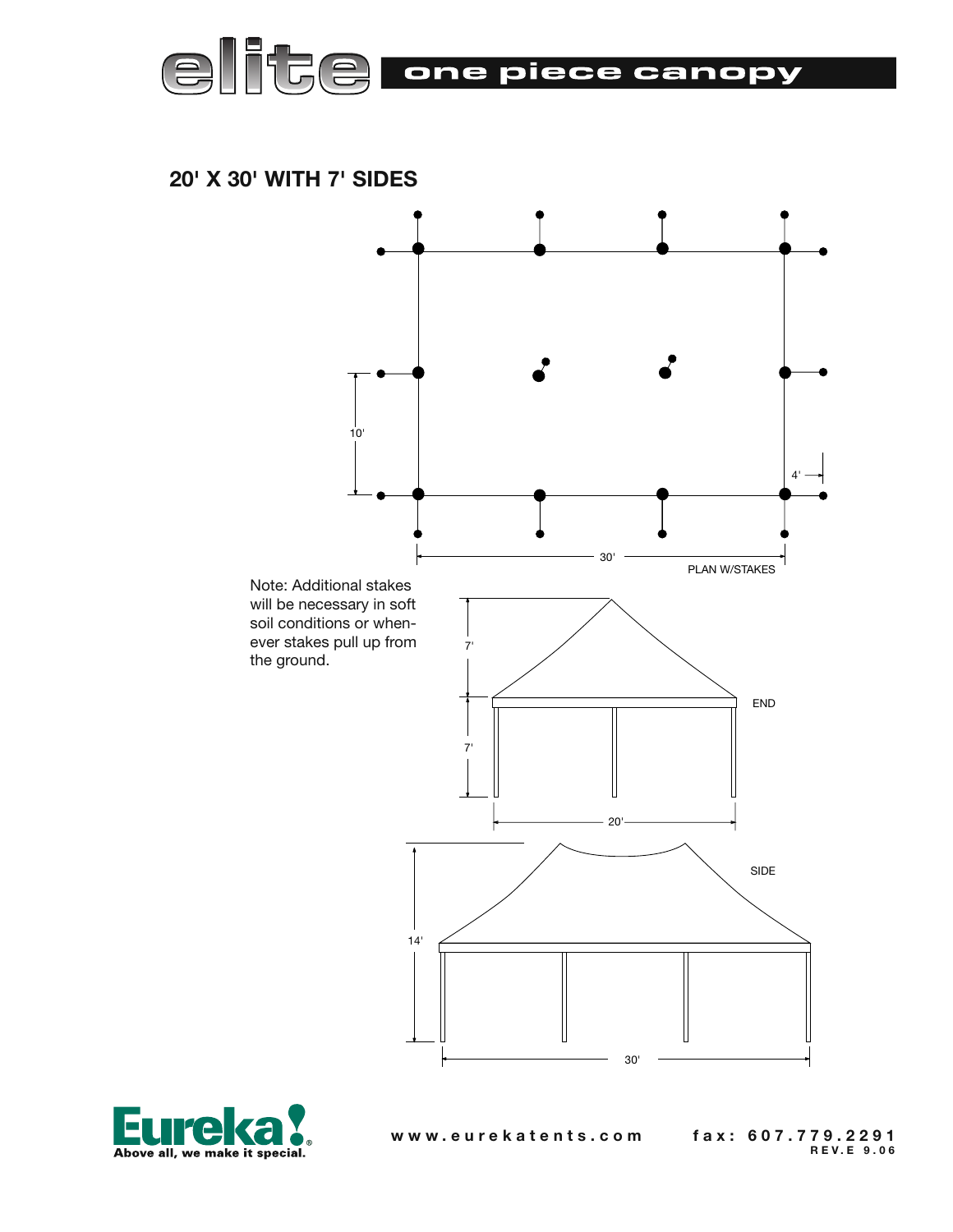# elite one piece canopy

## 20' X 30' WITH 7' SIDES

10'

4'

30'

PLAN W/STAKES

Note: Additional stakes will be necessary in soft soil conditions or whenever stakes pull up from the ground.

7'

7'

END

20'

SIDE

14'

30'

Eureka! Above all, we make it special.

www.eurekatents.com

fax: 607.779.2291

REV.E 9.06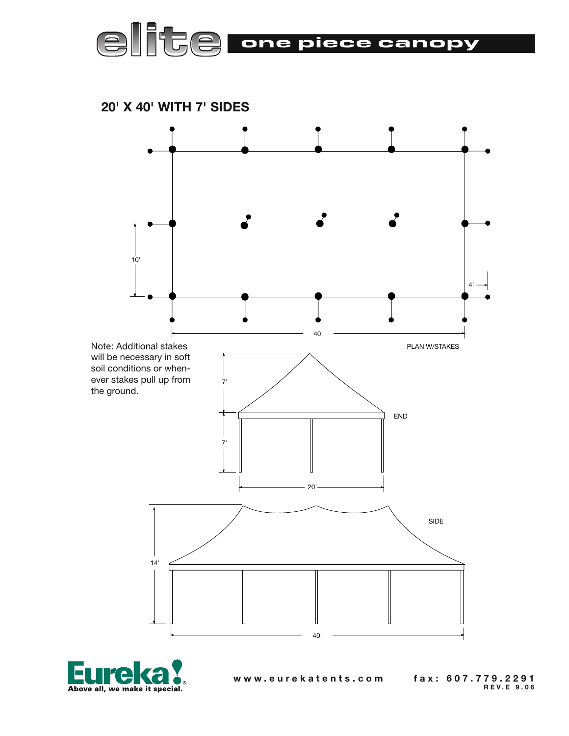# elite one piece canopy

## 20' X 40' WITH 7' SIDES

10'

4'

40'

PLAN W/STAKES

Note: Additional stakes will be necessary in soft soil conditions or whenever stakes pull up from the ground.

7'

7'

END

20'

SIDE

14'

40'

Eureka! Above all, we make it special.

www.eurekatents.com fax: 607.779.2291

REV.E 9.06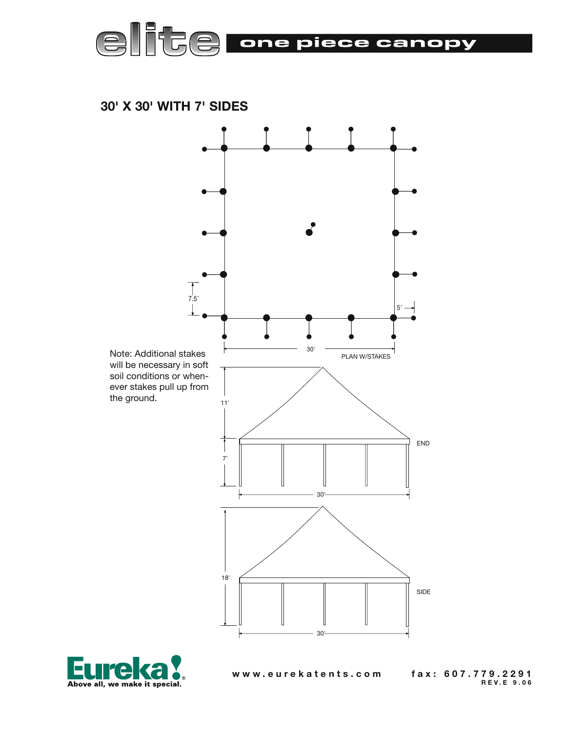# elite one piece canopy

## 30' X 30' WITH 7' SIDES

7.5'

5'

30'

PLAN W/STAKES

Note: Additional stakes will be necessary in soft soil conditions or whenever stakes pull up from the ground.

11'

7'

END

30'

18'

SIDE

30'

Eureka! Above all, we make it special.

www.eurekatents.com fax: 607.779.2291

REV.E 9.06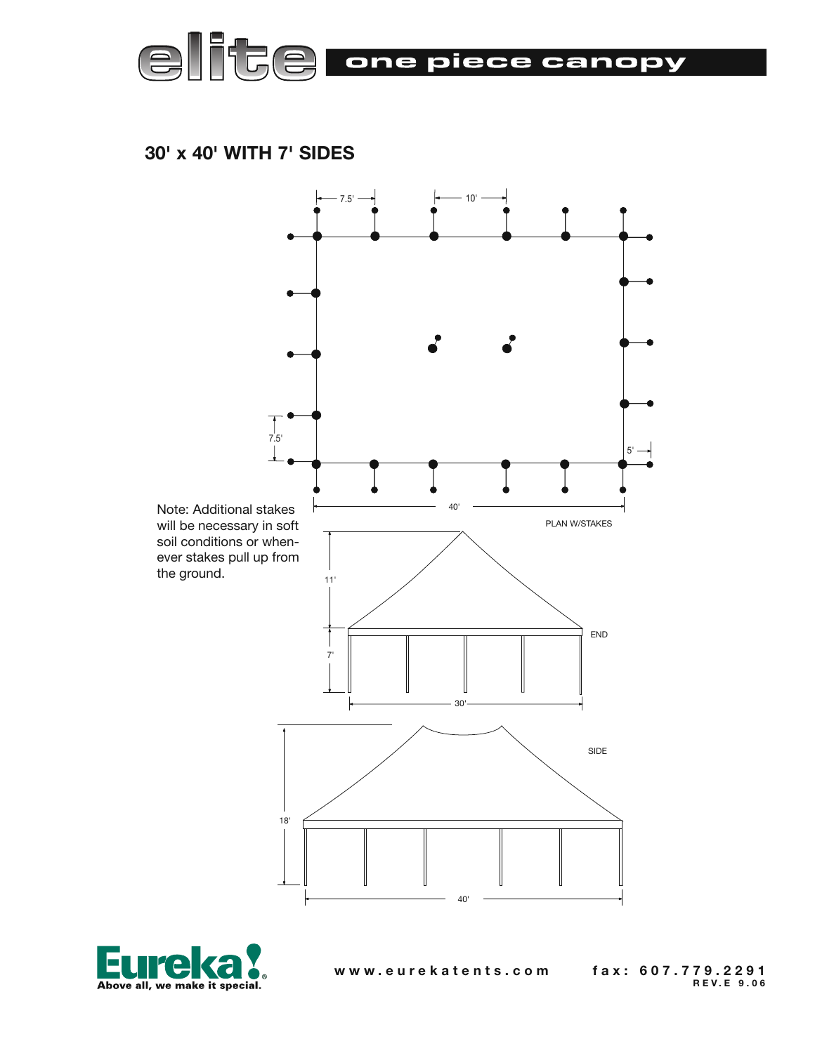elite one piece canopy

## 30' x 40' WITH 7' SIDES

7.5' 10'

7.5' 5'

40'

PLAN W/STAKES

Note: Additional stakes will be necessary in soft soil conditions or whenever stakes pull up from the ground.

11'

7'

END

30'

SIDE

18'

40'

Eureka! Above all, we make it special.

www.eurekatents.com fax: 607.779.2291

REV.E 9.06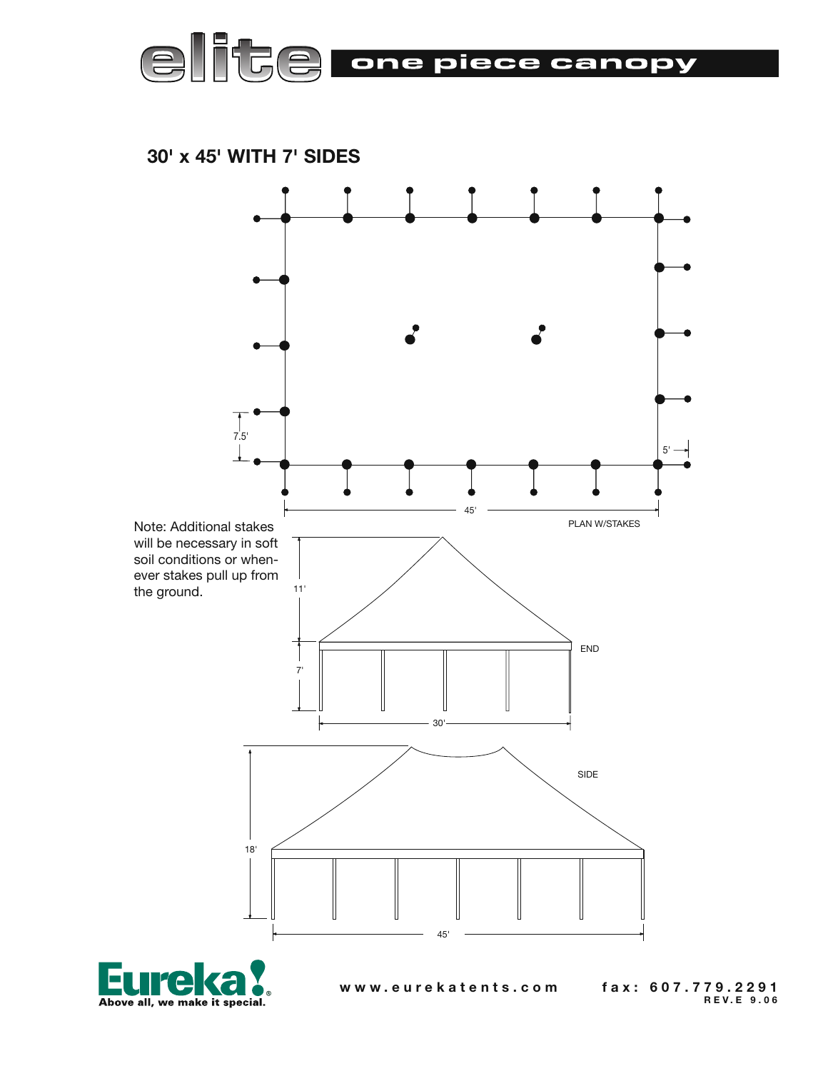# elite one piece canopy

## 30' x 45' WITH 7' SIDES

7.5'

5'

45'

PLAN W/STAKES

Note: Additional stakes will be necessary in soft soil conditions or whenever stakes pull up from the ground.

11'

END

7'

30'

SIDE

18'

45'

Eureka! Above all, we make it special.

www.eurekatents.com fax: 607.779.2291

REV.E 9.06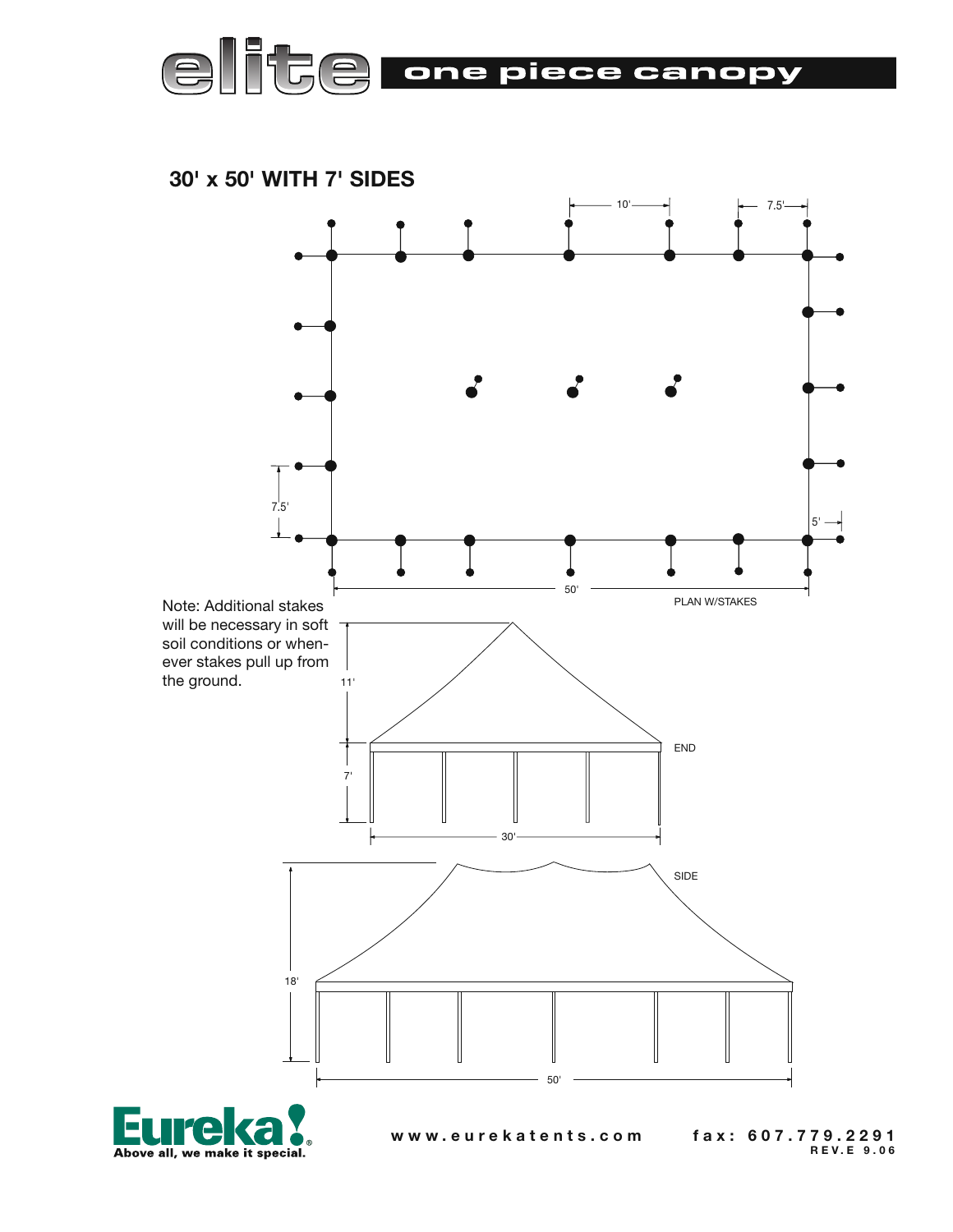# elite one piece canopy

## 30' x 50' WITH 7' SIDES

10' 7.5'

7.5' 5'

50'

PLAN W/STAKES

Note: Additional stakes will be necessary in soft soil conditions or whenever stakes pull up from the ground.

11'

7'

END

30'

SIDE

18'

50'

Eureka! Above all, we make it special.

www.eurekatents.com fax: 607.779.2291

REV.E 9.06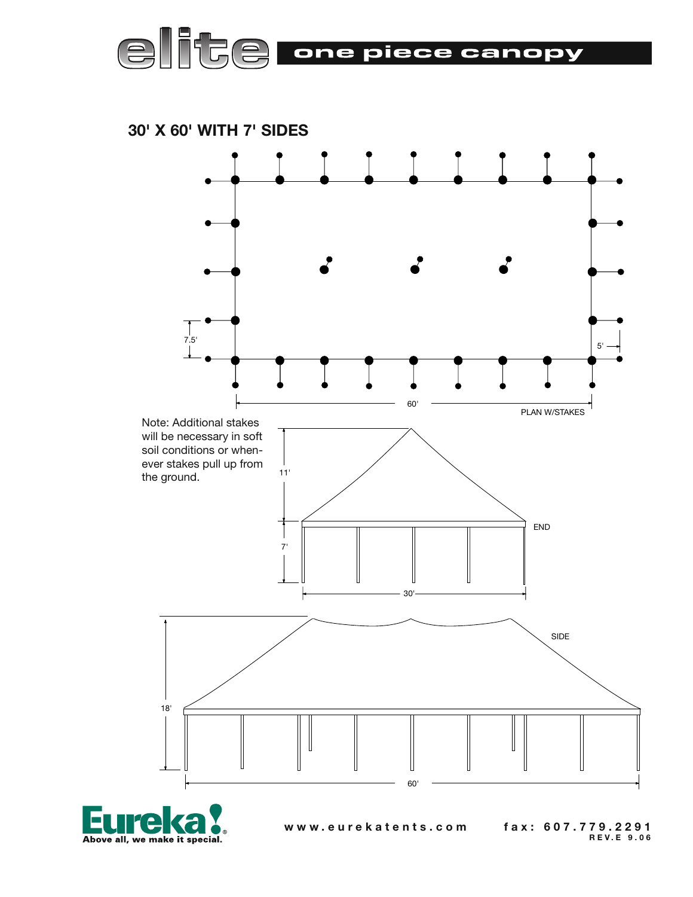# elite one piece canopy

## 30' X 60' WITH 7' SIDES

7.5'

5'

60'

PLAN W/STAKES

Note: Additional stakes will be necessary in soft soil conditions or whenever stakes pull up from the ground.

11'

7'

END

30'

SIDE

18'

60'

Eureka! Above all, we make it special.

www.eurekatents.com fax: 607.779.2291

REV.E 9.06